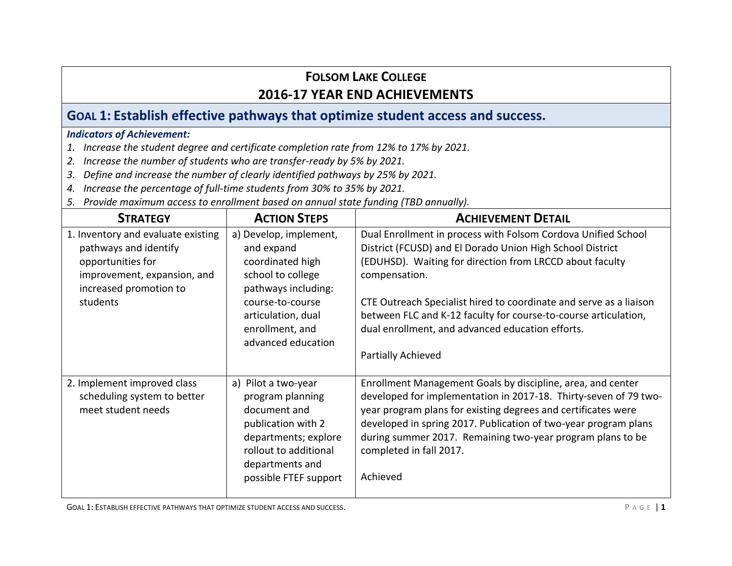# FOLSOM LAKE COLLEGE

# 2016-17 YEAR END ACHIEVEMENTS

## GOAL 1: Establish effective pathways that optimize student access and success.

***Indicators of Achievement:***

1. *Increase the student degree and certificate completion rate from 12% to 17% by 2021.*
2. *Increase the number of students who are transfer-ready by 5% by 2021.*
3. *Define and increase the number of clearly identified pathways by 25% by 2021.*
4. *Increase the percentage of full-time students from 30% to 35% by 2021.*
5. *Provide maximum access to enrollment based on annual state funding (TBD annually).*

| STRATEGY | ACTION STEPS | ACHIEVEMENT DETAIL |
|---|---|---|
| 1. Inventory and evaluate existing pathways and identify opportunities for improvement, expansion, and increased promotion to students | a) Develop, implement, and expand coordinated high school to college pathways including: course-to-course articulation, dual enrollment, and advanced education | Dual Enrollment in process with Folsom Cordova Unified School District (FCUSD) and El Dorado Union High School District (EDUHSD). Waiting for direction from LRCCD about faculty compensation.<br><br>CTE Outreach Specialist hired to coordinate and serve as a liaison between FLC and K-12 faculty for course-to-course articulation, dual enrollment, and advanced education efforts.<br><br>Partially Achieved |
| 2. Implement improved class scheduling system to better meet student needs | a) Pilot a two-year program planning document and publication with 2 departments; explore rollout to additional departments and possible FTEF support | Enrollment Management Goals by discipline, area, and center developed for implementation in 2017-18. Thirty-seven of 79 two-year program plans for existing degrees and certificates were developed in spring 2017. Publication of two-year program plans during summer 2017. Remaining two-year program plans to be completed in fall 2017.<br><br>Achieved |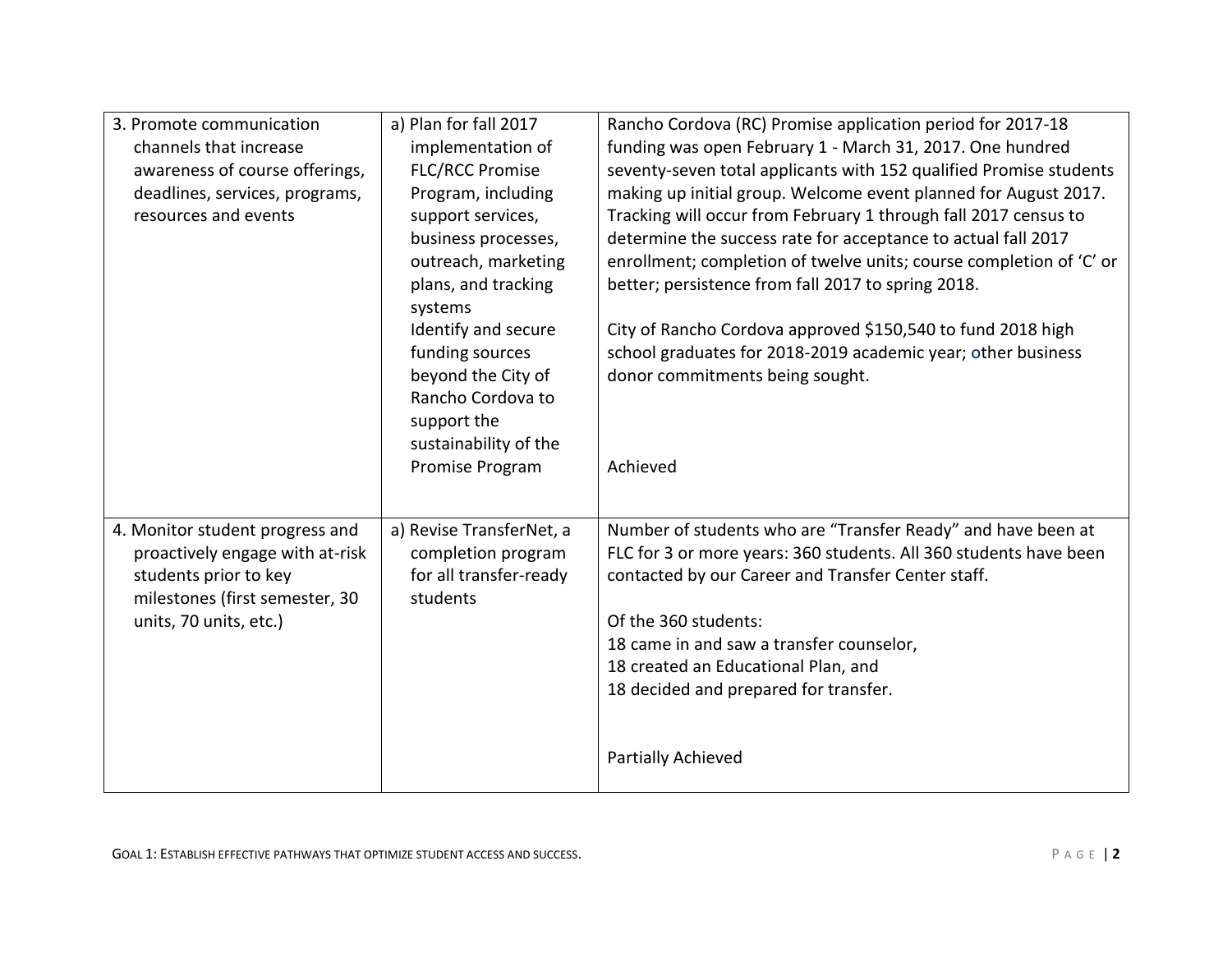| | | |
|---|---|---|
| 3. Promote communication channels that increase awareness of course offerings, deadlines, services, programs, resources and events | a) Plan for fall 2017 implementation of FLC/RCC Promise Program, including support services, business processes, outreach, marketing plans, and tracking systems<br>Identify and secure funding sources beyond the City of Rancho Cordova to support the sustainability of the Promise Program | Rancho Cordova (RC) Promise application period for 2017-18 funding was open February 1 - March 31, 2017. One hundred seventy-seven total applicants with 152 qualified Promise students making up initial group. Welcome event planned for August 2017. Tracking will occur from February 1 through fall 2017 census to determine the success rate for acceptance to actual fall 2017 enrollment; completion of twelve units; course completion of 'C' or better; persistence from fall 2017 to spring 2018.<br><br>City of Rancho Cordova approved $150,540 to fund 2018 high school graduates for 2018-2019 academic year; other business donor commitments being sought.<br><br>Achieved |
| 4. Monitor student progress and proactively engage with at-risk students prior to key milestones (first semester, 30 units, 70 units, etc.) | a) Revise TransferNet, a completion program for all transfer-ready students | Number of students who are "Transfer Ready" and have been at FLC for 3 or more years: 360 students. All 360 students have been contacted by our Career and Transfer Center staff.<br><br>Of the 360 students:<br>18 came in and saw a transfer counselor,<br>18 created an Educational Plan, and<br>18 decided and prepared for transfer.<br><br>Partially Achieved |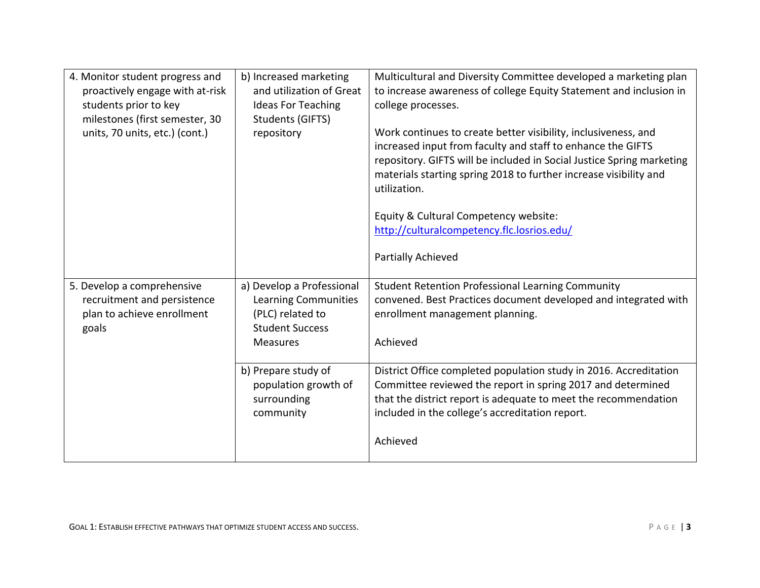| | | |
|---|---|---|
| 4. Monitor student progress and proactively engage with at-risk students prior to key milestones (first semester, 30 units, 70 units, etc.) (cont.) | b) Increased marketing and utilization of Great Ideas For Teaching Students (GIFTS) repository | Multicultural and Diversity Committee developed a marketing plan to increase awareness of college Equity Statement and inclusion in college processes.<br><br>Work continues to create better visibility, inclusiveness, and increased input from faculty and staff to enhance the GIFTS repository. GIFTS will be included in Social Justice Spring marketing materials starting spring 2018 to further increase visibility and utilization.<br><br>Equity & Cultural Competency website: [http://culturalcompetency.flc.losrios.edu/](http://culturalcompetency.flc.losrios.edu/)<br><br>Partially Achieved |
| 5. Develop a comprehensive recruitment and persistence plan to achieve enrollment goals | a) Develop a Professional Learning Communities (PLC) related to Student Success Measures | Student Retention Professional Learning Community convened. Best Practices document developed and integrated with enrollment management planning.<br><br>Achieved |
| | b) Prepare study of population growth of surrounding community | District Office completed population study in 2016. Accreditation Committee reviewed the report in spring 2017 and determined that the district report is adequate to meet the recommendation included in the college's accreditation report.<br><br>Achieved |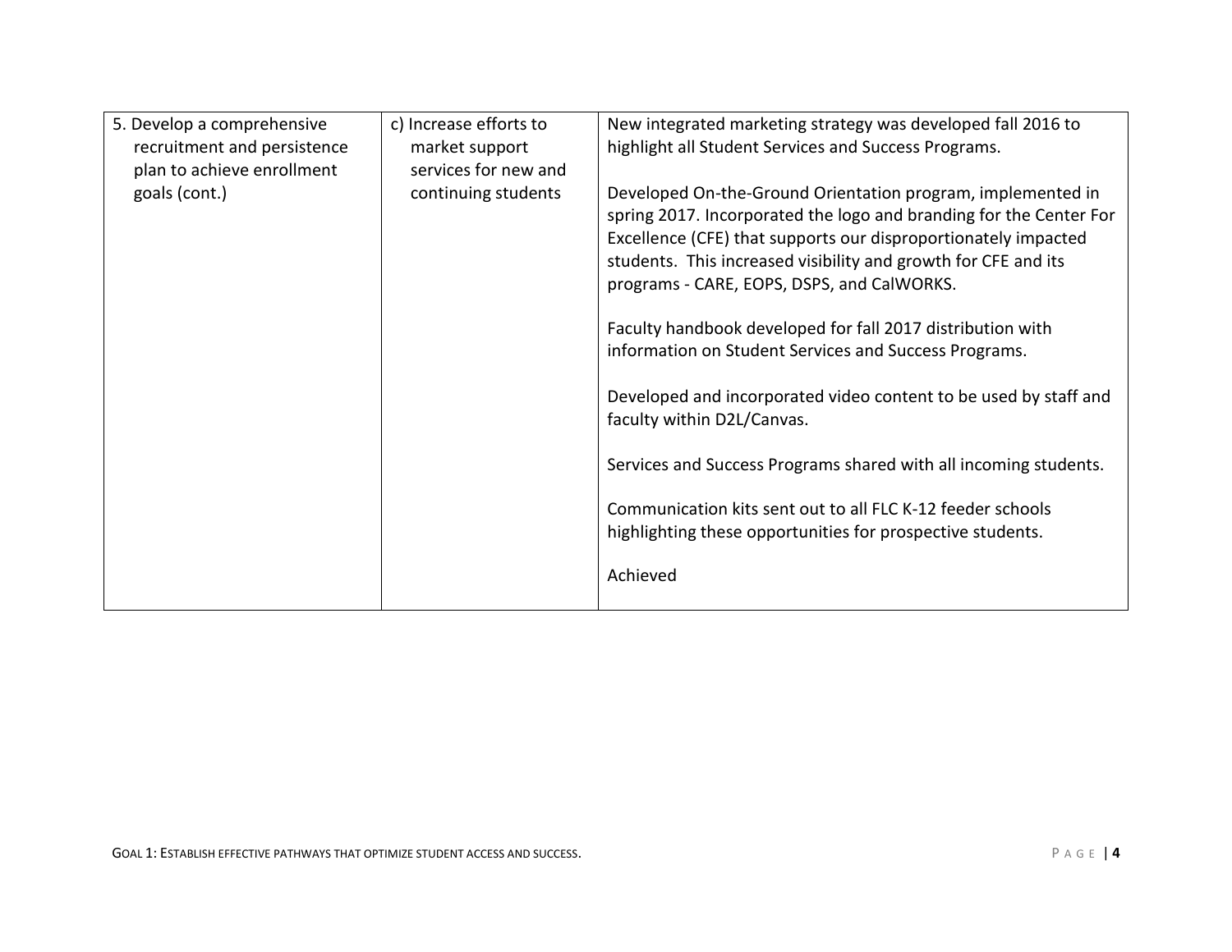| | | |
|---|---|---|
| 5. Develop a comprehensive recruitment and persistence plan to achieve enrollment goals (cont.) | c) Increase efforts to market support services for new and continuing students | New integrated marketing strategy was developed fall 2016 to highlight all Student Services and Success Programs.<br><br>Developed On-the-Ground Orientation program, implemented in spring 2017. Incorporated the logo and branding for the Center For Excellence (CFE) that supports our disproportionately impacted students. This increased visibility and growth for CFE and its programs - CARE, EOPS, DSPS, and CalWORKS.<br><br>Faculty handbook developed for fall 2017 distribution with information on Student Services and Success Programs.<br><br>Developed and incorporated video content to be used by staff and faculty within D2L/Canvas.<br><br>Services and Success Programs shared with all incoming students.<br><br>Communication kits sent out to all FLC K-12 feeder schools highlighting these opportunities for prospective students.<br><br>Achieved |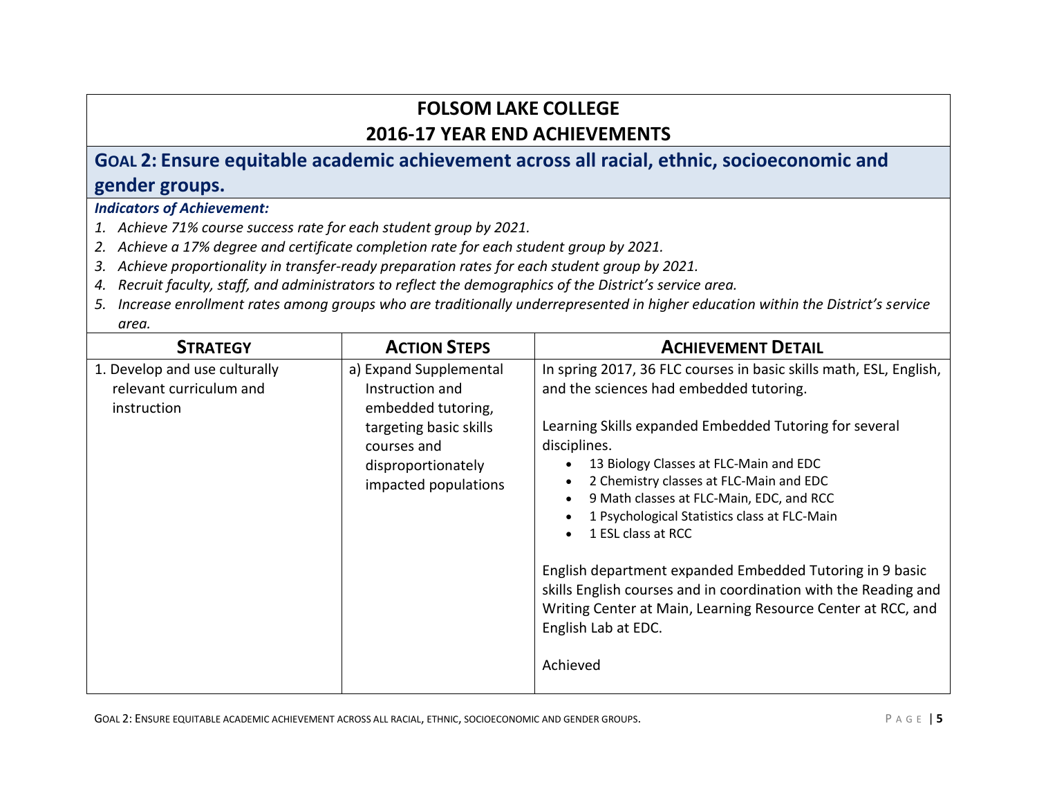# FOLSOM LAKE COLLEGE
# 2016-17 YEAR END ACHIEVEMENTS

## GOAL 2: Ensure equitable academic achievement across all racial, ethnic, socioeconomic and gender groups.

***Indicators of Achievement:***

1. *Achieve 71% course success rate for each student group by 2021.*
2. *Achieve a 17% degree and certificate completion rate for each student group by 2021.*
3. *Achieve proportionality in transfer-ready preparation rates for each student group by 2021.*
4. *Recruit faculty, staff, and administrators to reflect the demographics of the District's service area.*
5. *Increase enrollment rates among groups who are traditionally underrepresented in higher education within the District's service area.*

| STRATEGY | ACTION STEPS | ACHIEVEMENT DETAIL |
| --- | --- | --- |
| 1. Develop and use culturally relevant curriculum and instruction | a) Expand Supplemental Instruction and embedded tutoring, targeting basic skills courses and disproportionately impacted populations | In spring 2017, 36 FLC courses in basic skills math, ESL, English, and the sciences had embedded tutoring.<br><br>Learning Skills expanded Embedded Tutoring for several disciplines.<br>• 13 Biology Classes at FLC-Main and EDC<br>• 2 Chemistry classes at FLC-Main and EDC<br>• 9 Math classes at FLC-Main, EDC, and RCC<br>• 1 Psychological Statistics class at FLC-Main<br>• 1 ESL class at RCC<br><br>English department expanded Embedded Tutoring in 9 basic skills English courses and in coordination with the Reading and Writing Center at Main, Learning Resource Center at RCC, and English Lab at EDC.<br><br>Achieved |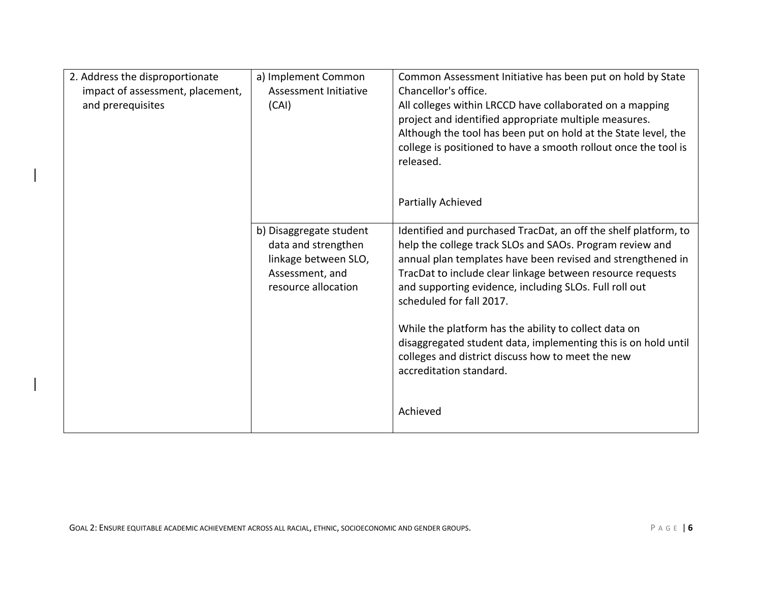| | | |
|---|---|---|
| 2. Address the disproportionate impact of assessment, placement, and prerequisites | a) Implement Common Assessment Initiative (CAI) | Common Assessment Initiative has been put on hold by State Chancellor's office.<br>All colleges within LRCCD have collaborated on a mapping project and identified appropriate multiple measures. Although the tool has been put on hold at the State level, the college is positioned to have a smooth rollout once the tool is released.<br><br>Partially Achieved |
| | b) Disaggregate student data and strengthen linkage between SLO, Assessment, and resource allocation | Identified and purchased TracDat, an off the shelf platform, to help the college track SLOs and SAOs. Program review and annual plan templates have been revised and strengthened in TracDat to include clear linkage between resource requests and supporting evidence, including SLOs. Full roll out scheduled for fall 2017.<br><br>While the platform has the ability to collect data on disaggregated student data, implementing this is on hold until colleges and district discuss how to meet the new accreditation standard.<br><br>Achieved |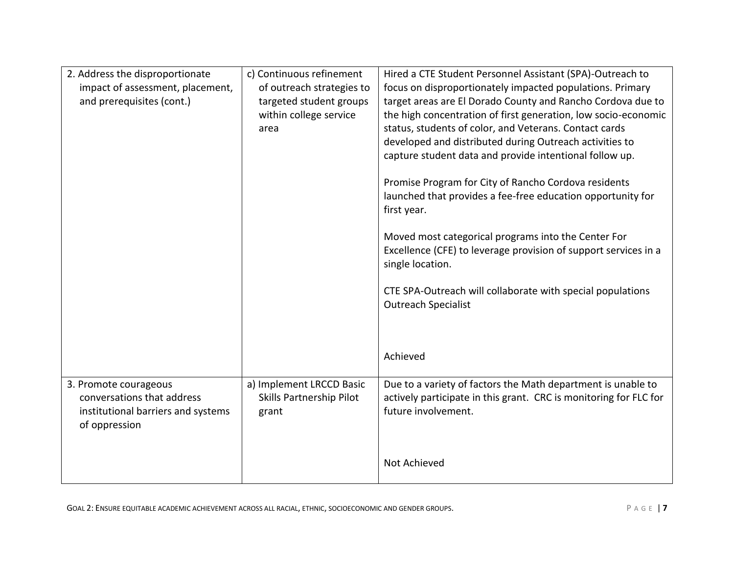| | | |
|---|---|---|
| 2. Address the disproportionate impact of assessment, placement, and prerequisites (cont.) | c) Continuous refinement of outreach strategies to targeted student groups within college service area | Hired a CTE Student Personnel Assistant (SPA)-Outreach to focus on disproportionately impacted populations. Primary target areas are El Dorado County and Rancho Cordova due to the high concentration of first generation, low socio-economic status, students of color, and Veterans. Contact cards developed and distributed during Outreach activities to capture student data and provide intentional follow up.<br><br>Promise Program for City of Rancho Cordova residents launched that provides a fee-free education opportunity for first year.<br><br>Moved most categorical programs into the Center For Excellence (CFE) to leverage provision of support services in a single location.<br><br>CTE SPA-Outreach will collaborate with special populations Outreach Specialist<br><br>Achieved |
| 3. Promote courageous conversations that address institutional barriers and systems of oppression | a) Implement LRCCD Basic Skills Partnership Pilot grant | Due to a variety of factors the Math department is unable to actively participate in this grant. CRC is monitoring for FLC for future involvement.<br><br>Not Achieved |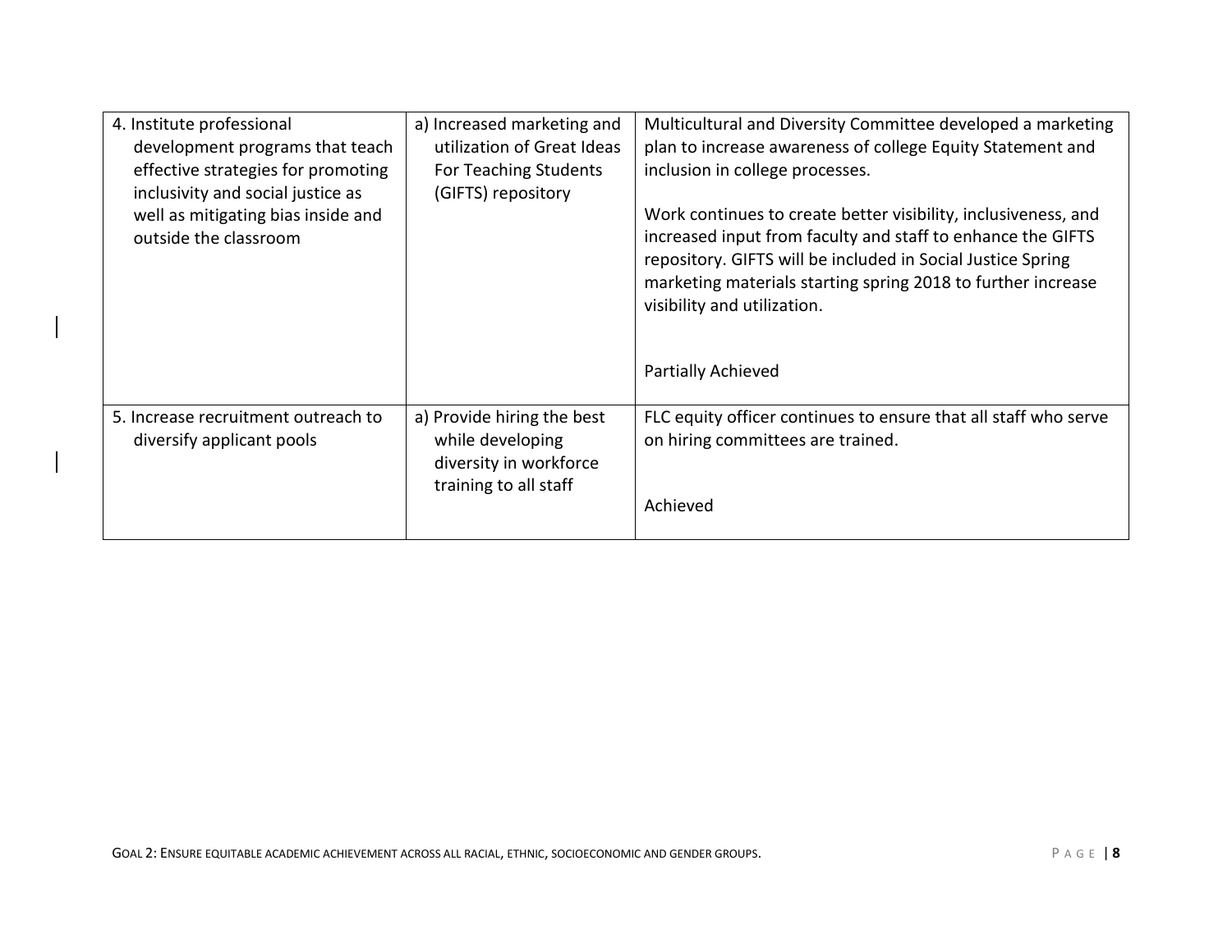| | | |
|---|---|---|
| 4. Institute professional development programs that teach effective strategies for promoting inclusivity and social justice as well as mitigating bias inside and outside the classroom | a) Increased marketing and utilization of Great Ideas For Teaching Students (GIFTS) repository | Multicultural and Diversity Committee developed a marketing plan to increase awareness of college Equity Statement and inclusion in college processes.<br><br>Work continues to create better visibility, inclusiveness, and increased input from faculty and staff to enhance the GIFTS repository. GIFTS will be included in Social Justice Spring marketing materials starting spring 2018 to further increase visibility and utilization.<br><br>Partially Achieved |
| 5. Increase recruitment outreach to diversify applicant pools | a) Provide hiring the best while developing diversity in workforce training to all staff | FLC equity officer continues to ensure that all staff who serve on hiring committees are trained.<br><br>Achieved |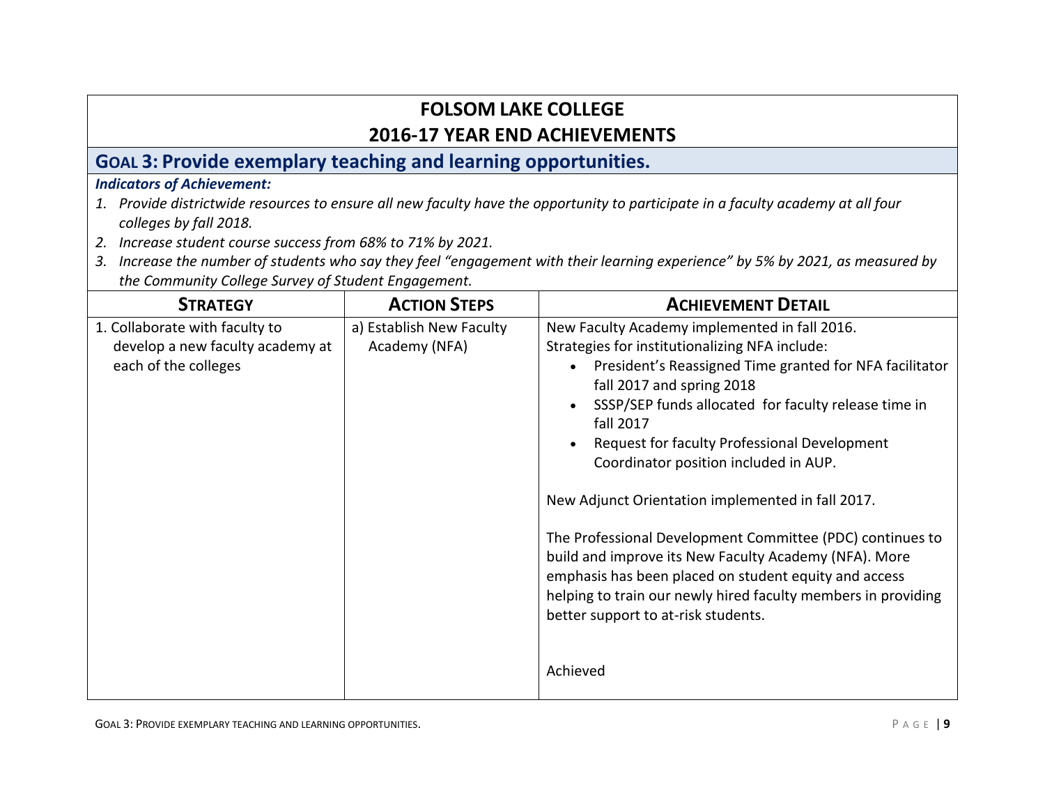# FOLSOM LAKE COLLEGE
# 2016-17 YEAR END ACHIEVEMENTS

## GOAL 3: Provide exemplary teaching and learning opportunities.

***Indicators of Achievement:***

1. *Provide districtwide resources to ensure all new faculty have the opportunity to participate in a faculty academy at all four colleges by fall 2018.*
2. *Increase student course success from 68% to 71% by 2021.*
3. *Increase the number of students who say they feel "engagement with their learning experience" by 5% by 2021, as measured by the Community College Survey of Student Engagement.*

| STRATEGY | ACTION STEPS | ACHIEVEMENT DETAIL |
|---|---|---|
| 1. Collaborate with faculty to develop a new faculty academy at each of the colleges | a) Establish New Faculty Academy (NFA) | New Faculty Academy implemented in fall 2016.<br>Strategies for institutionalizing NFA include:<br>• President's Reassigned Time granted for NFA facilitator fall 2017 and spring 2018<br>• SSSP/SEP funds allocated for faculty release time in fall 2017<br>• Request for faculty Professional Development Coordinator position included in AUP.<br><br>New Adjunct Orientation implemented in fall 2017.<br><br>The Professional Development Committee (PDC) continues to build and improve its New Faculty Academy (NFA). More emphasis has been placed on student equity and access helping to train our newly hired faculty members in providing better support to at-risk students.<br><br>Achieved |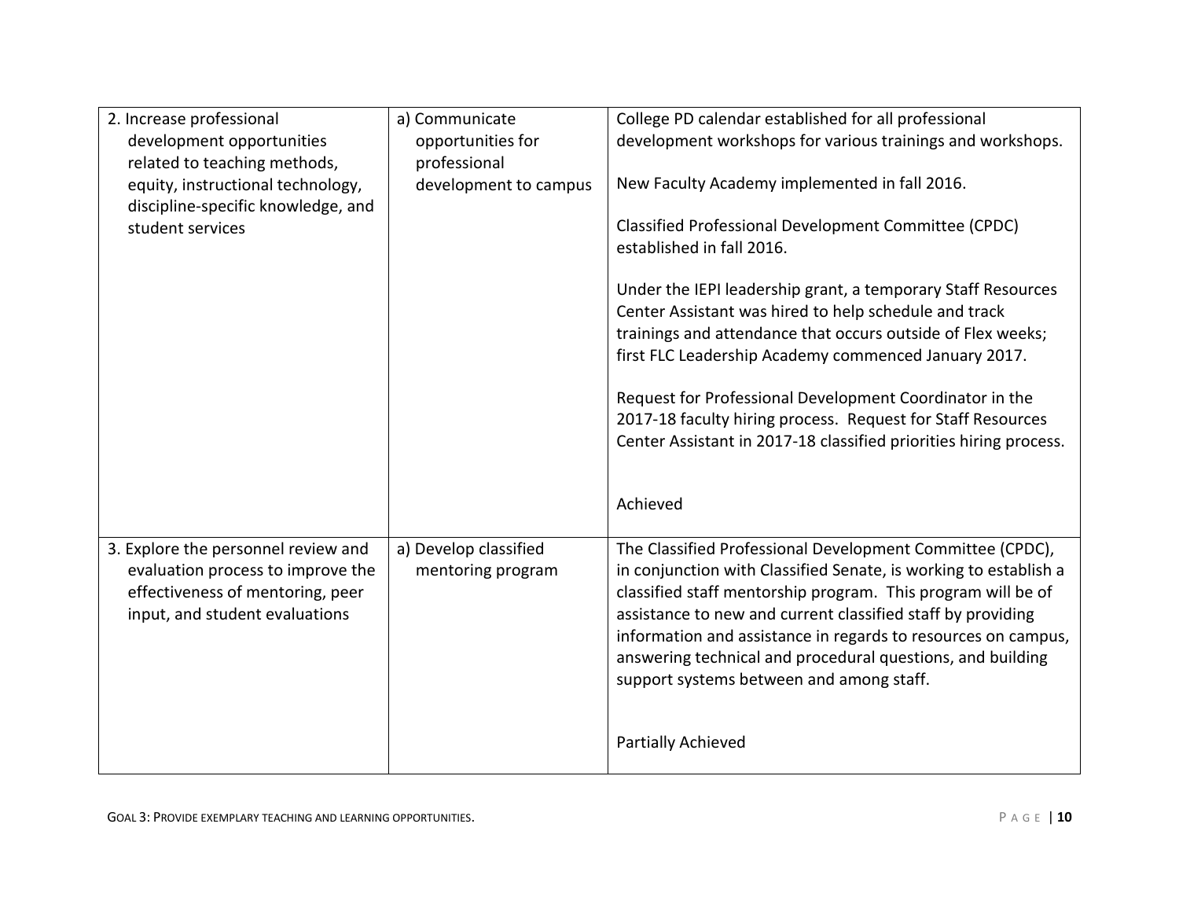| | | |
|---|---|---|
| 2. Increase professional development opportunities related to teaching methods, equity, instructional technology, discipline-specific knowledge, and student services | a) Communicate opportunities for professional development to campus | College PD calendar established for all professional development workshops for various trainings and workshops.<br><br>New Faculty Academy implemented in fall 2016.<br><br>Classified Professional Development Committee (CPDC) established in fall 2016.<br><br>Under the IEPI leadership grant, a temporary Staff Resources Center Assistant was hired to help schedule and track trainings and attendance that occurs outside of Flex weeks; first FLC Leadership Academy commenced January 2017.<br><br>Request for Professional Development Coordinator in the 2017-18 faculty hiring process. Request for Staff Resources Center Assistant in 2017-18 classified priorities hiring process.<br><br>Achieved |
| 3. Explore the personnel review and evaluation process to improve the effectiveness of mentoring, peer input, and student evaluations | a) Develop classified mentoring program | The Classified Professional Development Committee (CPDC), in conjunction with Classified Senate, is working to establish a classified staff mentorship program. This program will be of assistance to new and current classified staff by providing information and assistance in regards to resources on campus, answering technical and procedural questions, and building support systems between and among staff.<br><br>Partially Achieved |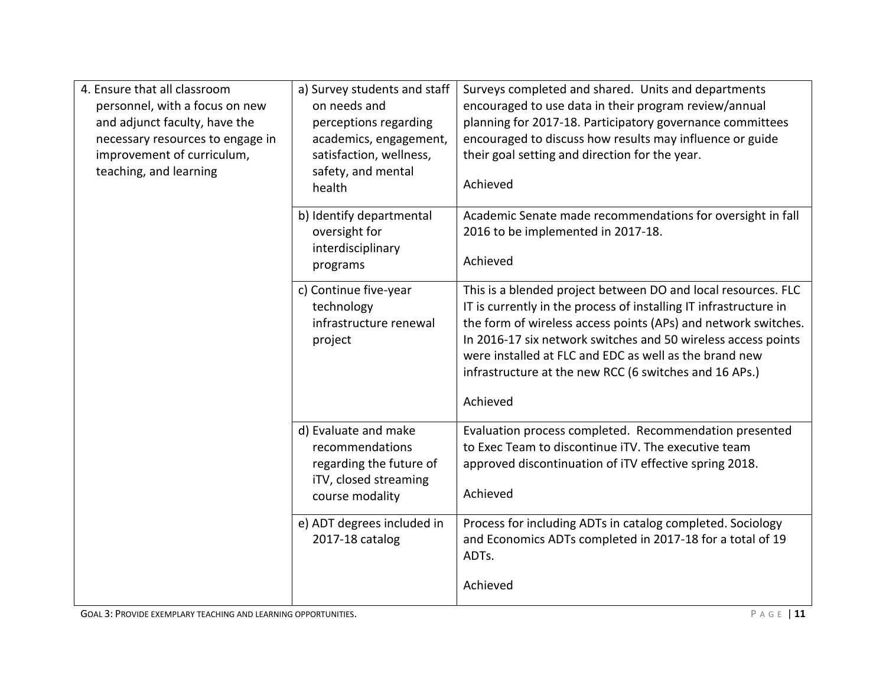| | | |
|---|---|---|
| 4. Ensure that all classroom personnel, with a focus on new and adjunct faculty, have the necessary resources to engage in improvement of curriculum, teaching, and learning | a) Survey students and staff on needs and perceptions regarding academics, engagement, satisfaction, wellness, safety, and mental health | Surveys completed and shared. Units and departments encouraged to use data in their program review/annual planning for 2017-18. Participatory governance committees encouraged to discuss how results may influence or guide their goal setting and direction for the year.<br><br>Achieved |
| | b) Identify departmental oversight for interdisciplinary programs | Academic Senate made recommendations for oversight in fall 2016 to be implemented in 2017-18.<br><br>Achieved |
| | c) Continue five-year technology infrastructure renewal project | This is a blended project between DO and local resources. FLC IT is currently in the process of installing IT infrastructure in the form of wireless access points (APs) and network switches. In 2016-17 six network switches and 50 wireless access points were installed at FLC and EDC as well as the brand new infrastructure at the new RCC (6 switches and 16 APs.)<br><br>Achieved |
| | d) Evaluate and make recommendations regarding the future of iTV, closed streaming course modality | Evaluation process completed. Recommendation presented to Exec Team to discontinue iTV. The executive team approved discontinuation of iTV effective spring 2018.<br><br>Achieved |
| | e) ADT degrees included in 2017-18 catalog | Process for including ADTs in catalog completed. Sociology and Economics ADTs completed in 2017-18 for a total of 19 ADTs.<br><br>Achieved |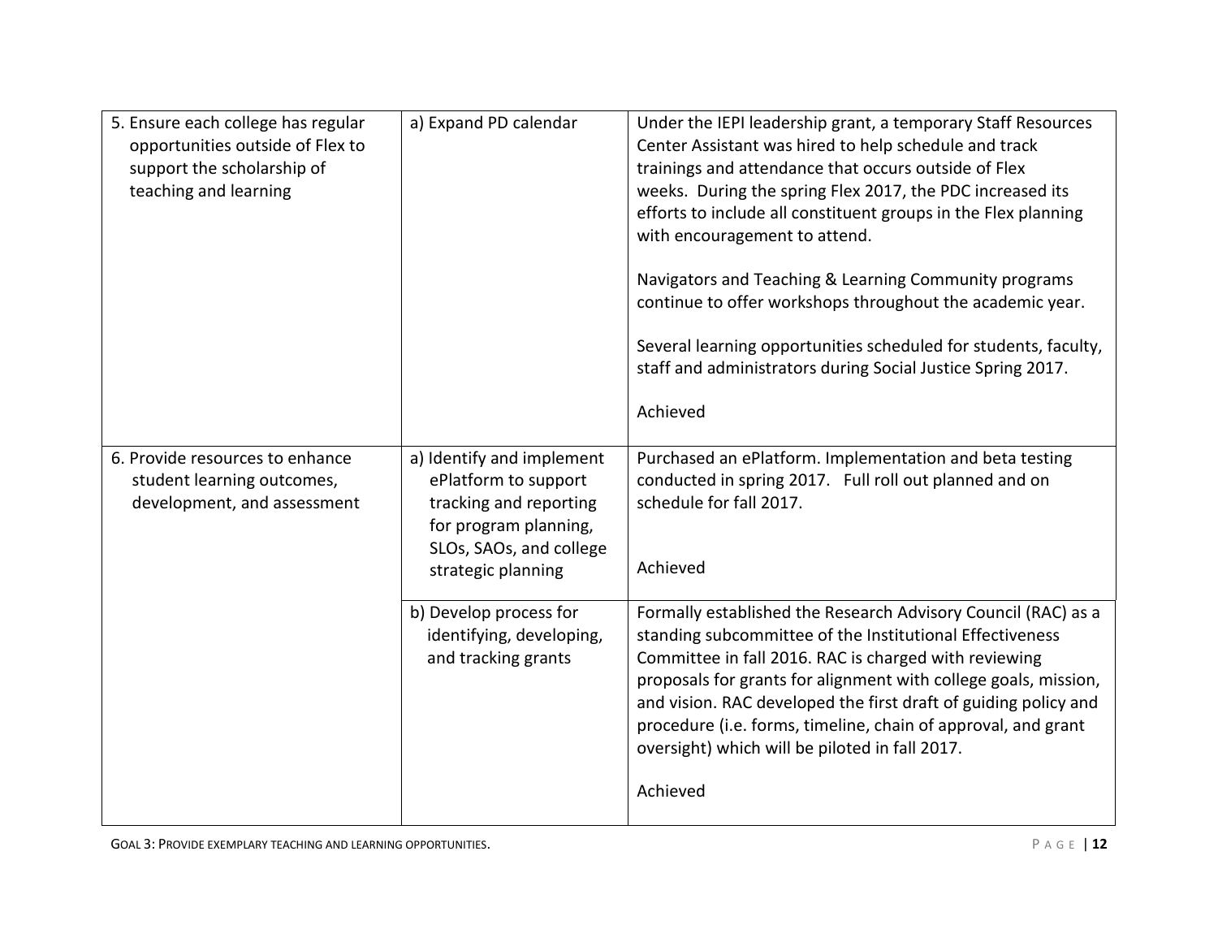| | | |
|---|---|---|
| 5. Ensure each college has regular opportunities outside of Flex to support the scholarship of teaching and learning | a) Expand PD calendar | Under the IEPI leadership grant, a temporary Staff Resources Center Assistant was hired to help schedule and track trainings and attendance that occurs outside of Flex weeks. During the spring Flex 2017, the PDC increased its efforts to include all constituent groups in the Flex planning with encouragement to attend.<br><br>Navigators and Teaching & Learning Community programs continue to offer workshops throughout the academic year.<br><br>Several learning opportunities scheduled for students, faculty, staff and administrators during Social Justice Spring 2017.<br><br>Achieved |
| 6. Provide resources to enhance student learning outcomes, development, and assessment | a) Identify and implement ePlatform to support tracking and reporting for program planning, SLOs, SAOs, and college strategic planning | Purchased an ePlatform. Implementation and beta testing conducted in spring 2017. Full roll out planned and on schedule for fall 2017.<br><br>Achieved |
| | b) Develop process for identifying, developing, and tracking grants | Formally established the Research Advisory Council (RAC) as a standing subcommittee of the Institutional Effectiveness Committee in fall 2016. RAC is charged with reviewing proposals for grants for alignment with college goals, mission, and vision. RAC developed the first draft of guiding policy and procedure (i.e. forms, timeline, chain of approval, and grant oversight) which will be piloted in fall 2017.<br><br>Achieved |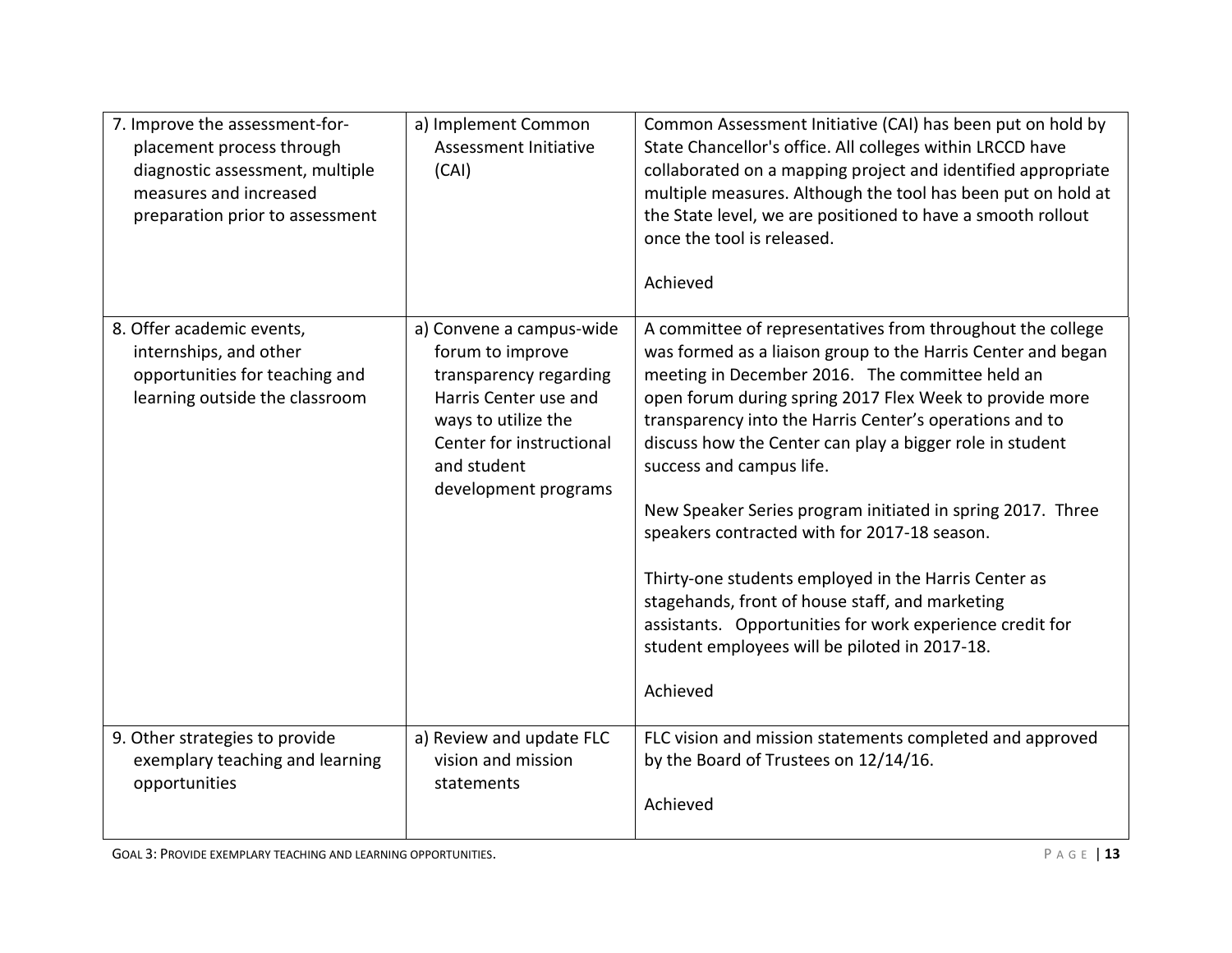| | | |
|---|---|---|
| 7. Improve the assessment-for-placement process through diagnostic assessment, multiple measures and increased preparation prior to assessment | a) Implement Common Assessment Initiative (CAI) | Common Assessment Initiative (CAI) has been put on hold by State Chancellor's office. All colleges within LRCCD have collaborated on a mapping project and identified appropriate multiple measures. Although the tool has been put on hold at the State level, we are positioned to have a smooth rollout once the tool is released.<br><br>Achieved |
| 8. Offer academic events, internships, and other opportunities for teaching and learning outside the classroom | a) Convene a campus-wide forum to improve transparency regarding Harris Center use and ways to utilize the Center for instructional and student development programs | A committee of representatives from throughout the college was formed as a liaison group to the Harris Center and began meeting in December 2016. The committee held an open forum during spring 2017 Flex Week to provide more transparency into the Harris Center's operations and to discuss how the Center can play a bigger role in student success and campus life.<br><br>New Speaker Series program initiated in spring 2017. Three speakers contracted with for 2017-18 season.<br><br>Thirty-one students employed in the Harris Center as stagehands, front of house staff, and marketing assistants. Opportunities for work experience credit for student employees will be piloted in 2017-18.<br><br>Achieved |
| 9. Other strategies to provide exemplary teaching and learning opportunities | a) Review and update FLC vision and mission statements | FLC vision and mission statements completed and approved by the Board of Trustees on 12/14/16.<br><br>Achieved |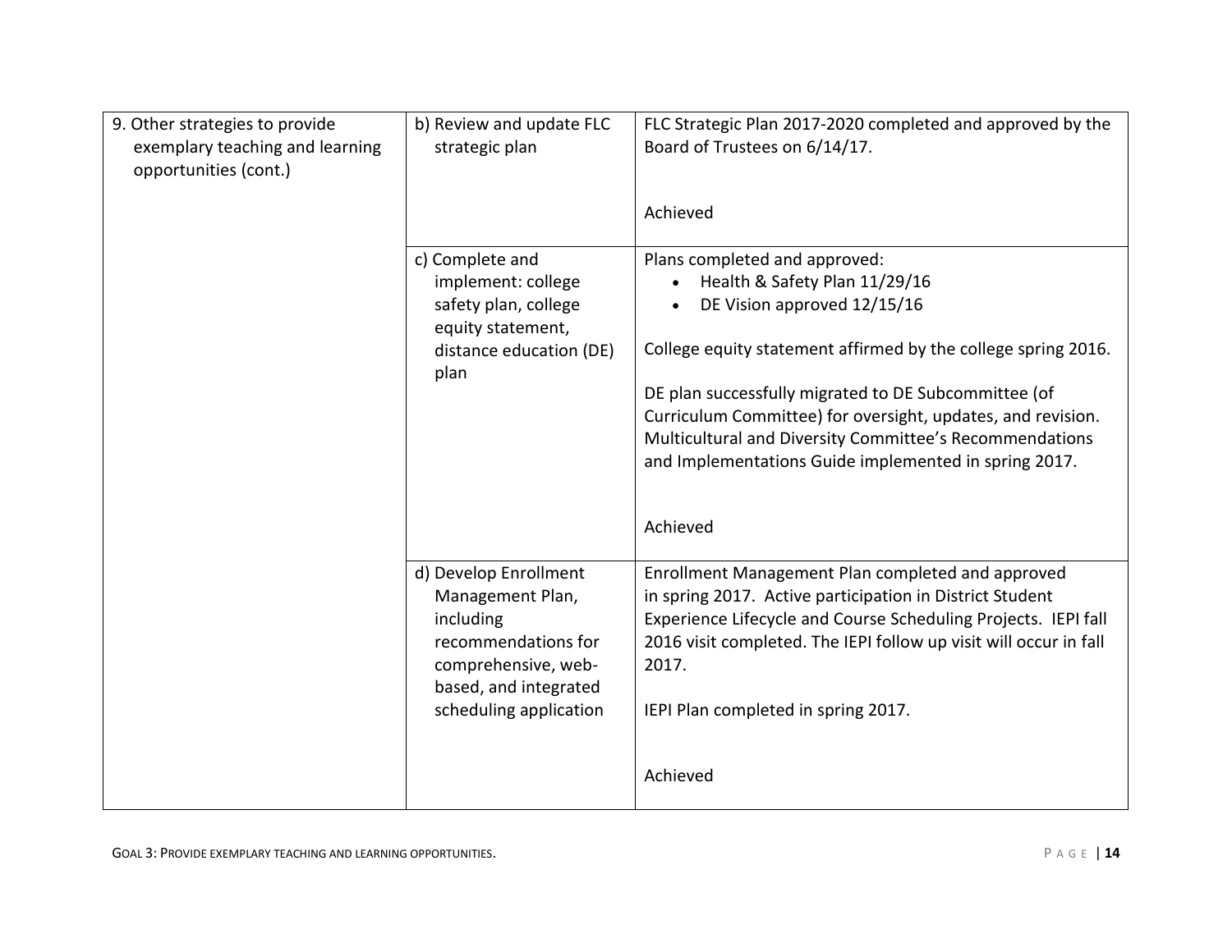| 9. Other strategies to provide exemplary teaching and learning opportunities (cont.) | b) Review and update FLC strategic plan | FLC Strategic Plan 2017-2020 completed and approved by the Board of Trustees on 6/14/17.<br><br>Achieved |
|---|---|---|
| | c) Complete and implement: college safety plan, college equity statement, distance education (DE) plan | Plans completed and approved:<br>• Health & Safety Plan 11/29/16<br>• DE Vision approved 12/15/16<br><br>College equity statement affirmed by the college spring 2016.<br><br>DE plan successfully migrated to DE Subcommittee (of Curriculum Committee) for oversight, updates, and revision. Multicultural and Diversity Committee's Recommendations and Implementations Guide implemented in spring 2017.<br><br>Achieved |
| | d) Develop Enrollment Management Plan, including recommendations for comprehensive, web-based, and integrated scheduling application | Enrollment Management Plan completed and approved in spring 2017. Active participation in District Student Experience Lifecycle and Course Scheduling Projects. IEPI fall 2016 visit completed. The IEPI follow up visit will occur in fall 2017.<br><br>IEPI Plan completed in spring 2017.<br><br>Achieved |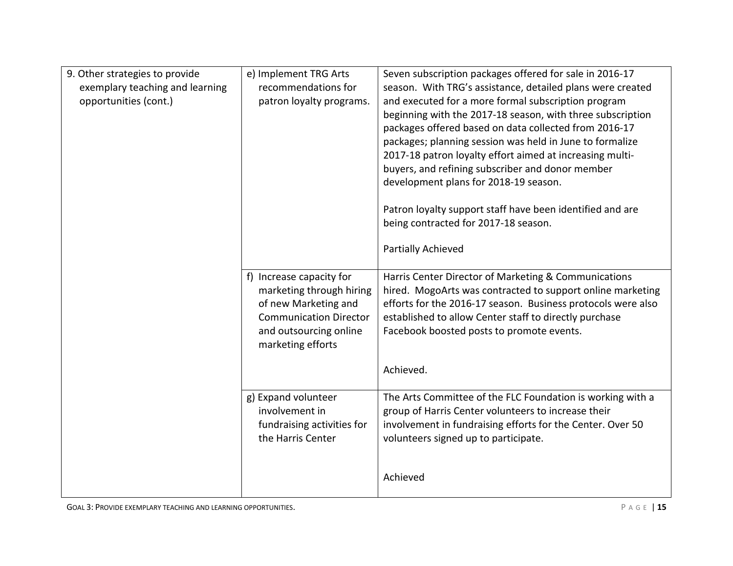| | | |
|---|---|---|
| 9. Other strategies to provide exemplary teaching and learning opportunities (cont.) | e) Implement TRG Arts recommendations for patron loyalty programs. | Seven subscription packages offered for sale in 2016-17 season. With TRG's assistance, detailed plans were created and executed for a more formal subscription program beginning with the 2017-18 season, with three subscription packages offered based on data collected from 2016-17 packages; planning session was held in June to formalize 2017-18 patron loyalty effort aimed at increasing multi-buyers, and refining subscriber and donor member development plans for 2018-19 season.<br><br>Patron loyalty support staff have been identified and are being contracted for 2017-18 season.<br><br>Partially Achieved |
| | f) Increase capacity for marketing through hiring of new Marketing and Communication Director and outsourcing online marketing efforts | Harris Center Director of Marketing & Communications hired. MogoArts was contracted to support online marketing efforts for the 2016-17 season. Business protocols were also established to allow Center staff to directly purchase Facebook boosted posts to promote events.<br><br>Achieved. |
| | g) Expand volunteer involvement in fundraising activities for the Harris Center | The Arts Committee of the FLC Foundation is working with a group of Harris Center volunteers to increase their involvement in fundraising efforts for the Center. Over 50 volunteers signed up to participate.<br><br>Achieved |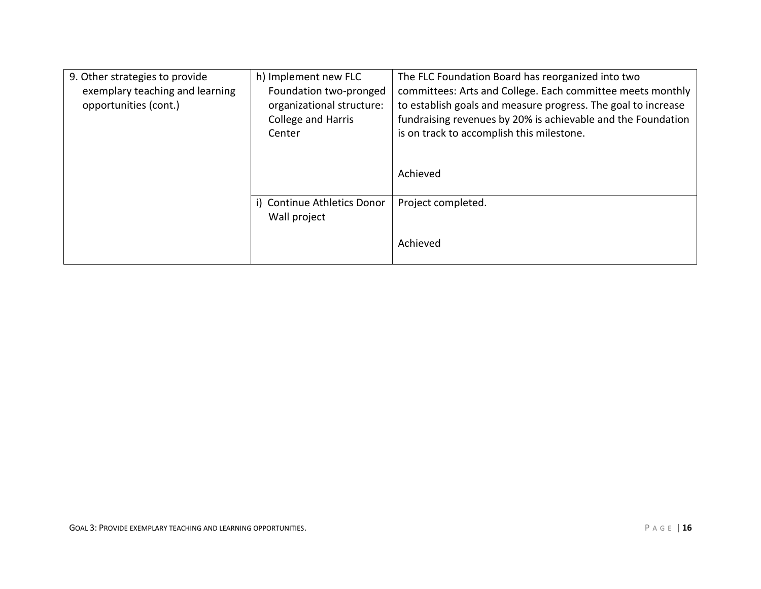| | | |
|---|---|---|
| 9. Other strategies to provide exemplary teaching and learning opportunities (cont.) | h) Implement new FLC Foundation two-pronged organizational structure: College and Harris Center | The FLC Foundation Board has reorganized into two committees: Arts and College. Each committee meets monthly to establish goals and measure progress. The goal to increase fundraising revenues by 20% is achievable and the Foundation is on track to accomplish this milestone.<br><br>Achieved |
| | i) Continue Athletics Donor Wall project | Project completed.<br><br>Achieved |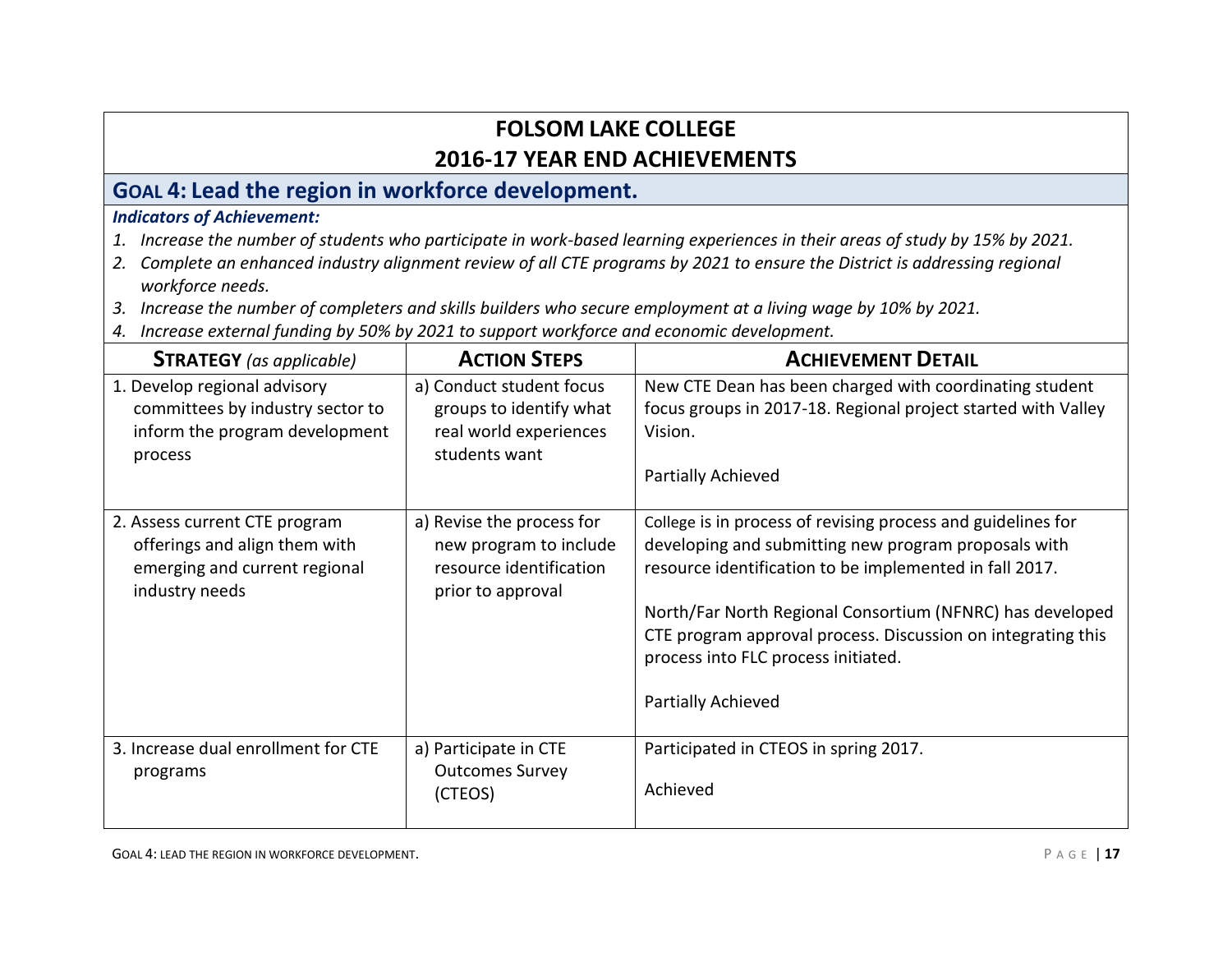# FOLSOM LAKE COLLEGE
# 2016-17 YEAR END ACHIEVEMENTS

## GOAL 4: Lead the region in workforce development.

***Indicators of Achievement:***

1. *Increase the number of students who participate in work-based learning experiences in their areas of study by 15% by 2021.*
2. *Complete an enhanced industry alignment review of all CTE programs by 2021 to ensure the District is addressing regional workforce needs.*
3. *Increase the number of completers and skills builders who secure employment at a living wage by 10% by 2021.*
4. *Increase external funding by 50% by 2021 to support workforce and economic development.*

| **STRATEGY** *(as applicable)* | **ACTION STEPS** | **ACHIEVEMENT DETAIL** |
|---|---|---|
| 1. Develop regional advisory committees by industry sector to inform the program development process | a) Conduct student focus groups to identify what real world experiences students want | New CTE Dean has been charged with coordinating student focus groups in 2017-18. Regional project started with Valley Vision.<br><br>Partially Achieved |
| 2. Assess current CTE program offerings and align them with emerging and current regional industry needs | a) Revise the process for new program to include resource identification prior to approval | College is in process of revising process and guidelines for developing and submitting new program proposals with resource identification to be implemented in fall 2017.<br><br>North/Far North Regional Consortium (NFNRC) has developed CTE program approval process. Discussion on integrating this process into FLC process initiated.<br><br>Partially Achieved |
| 3. Increase dual enrollment for CTE programs | a) Participate in CTE Outcomes Survey (CTEOS) | Participated in CTEOS in spring 2017.<br><br>Achieved |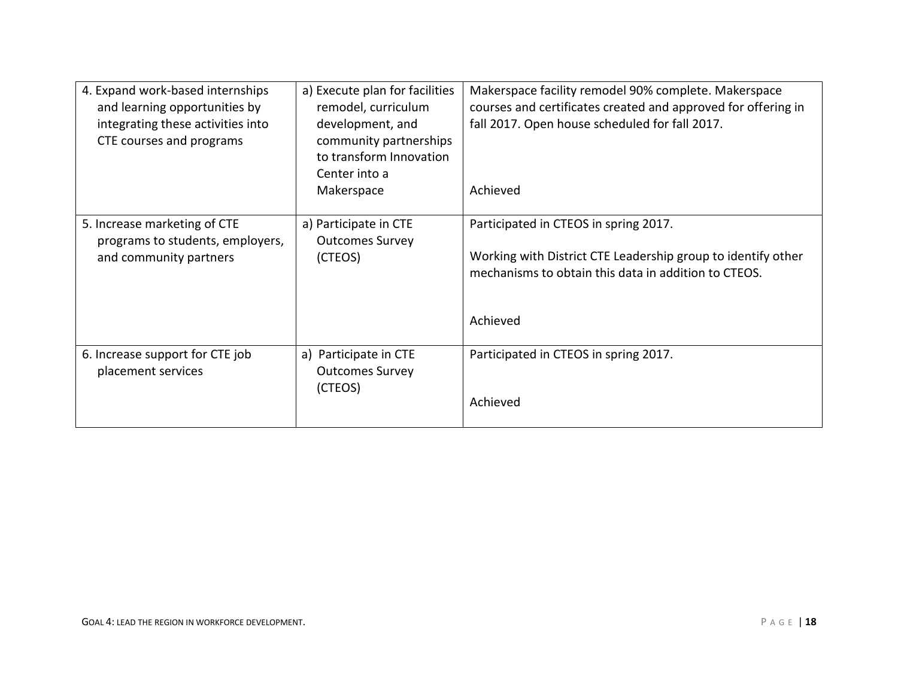| | | |
|---|---|---|
| 4. Expand work-based internships and learning opportunities by integrating these activities into CTE courses and programs | a) Execute plan for facilities remodel, curriculum development, and community partnerships to transform Innovation Center into a Makerspace | Makerspace facility remodel 90% complete. Makerspace courses and certificates created and approved for offering in fall 2017. Open house scheduled for fall 2017.<br><br>Achieved |
| 5. Increase marketing of CTE programs to students, employers, and community partners | a) Participate in CTE Outcomes Survey (CTEOS) | Participated in CTEOS in spring 2017.<br><br>Working with District CTE Leadership group to identify other mechanisms to obtain this data in addition to CTEOS.<br><br>Achieved |
| 6. Increase support for CTE job placement services | a) Participate in CTE Outcomes Survey (CTEOS) | Participated in CTEOS in spring 2017.<br><br>Achieved |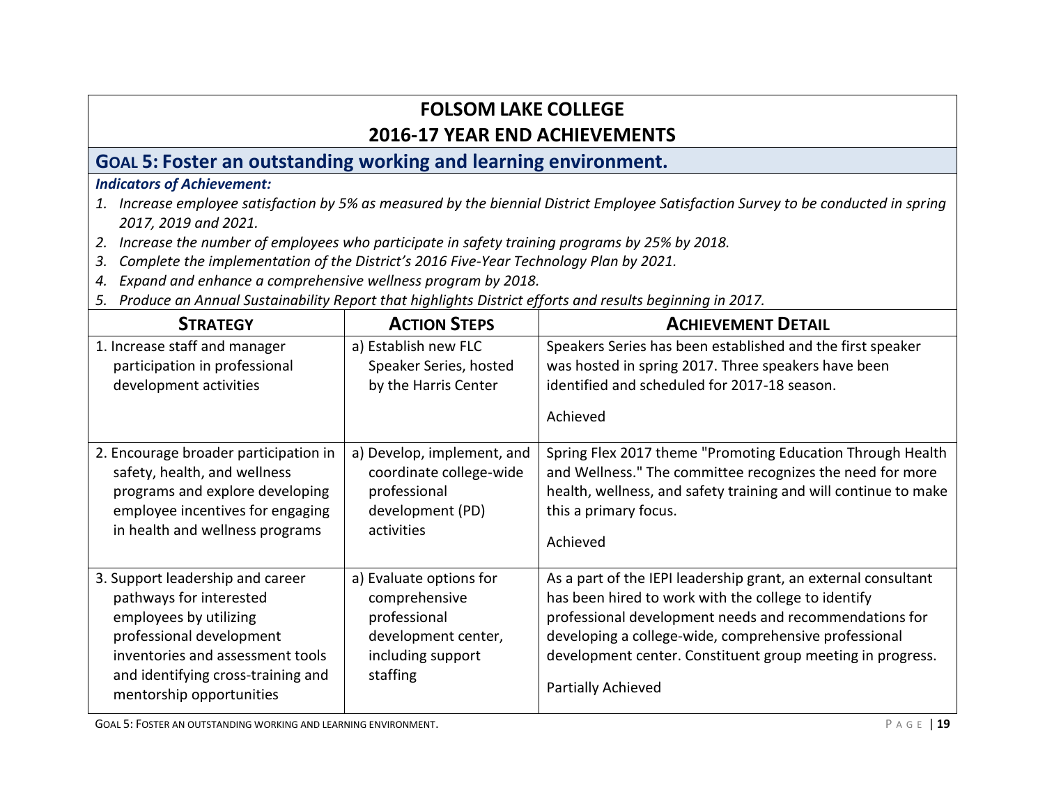# FOLSOM LAKE COLLEGE
# 2016-17 YEAR END ACHIEVEMENTS

## GOAL 5: Foster an outstanding working and learning environment.

***Indicators of Achievement:***

1. *Increase employee satisfaction by 5% as measured by the biennial District Employee Satisfaction Survey to be conducted in spring 2017, 2019 and 2021.*
2. *Increase the number of employees who participate in safety training programs by 25% by 2018.*
3. *Complete the implementation of the District's 2016 Five-Year Technology Plan by 2021.*
4. *Expand and enhance a comprehensive wellness program by 2018.*
5. *Produce an Annual Sustainability Report that highlights District efforts and results beginning in 2017.*

| STRATEGY | ACTION STEPS | ACHIEVEMENT DETAIL |
|---|---|---|
| 1. Increase staff and manager participation in professional development activities | a) Establish new FLC Speaker Series, hosted by the Harris Center | Speakers Series has been established and the first speaker was hosted in spring 2017. Three speakers have been identified and scheduled for 2017-18 season.<br><br>Achieved |
| 2. Encourage broader participation in safety, health, and wellness programs and explore developing employee incentives for engaging in health and wellness programs | a) Develop, implement, and coordinate college-wide professional development (PD) activities | Spring Flex 2017 theme "Promoting Education Through Health and Wellness." The committee recognizes the need for more health, wellness, and safety training and will continue to make this a primary focus.<br><br>Achieved |
| 3. Support leadership and career pathways for interested employees by utilizing professional development inventories and assessment tools and identifying cross-training and mentorship opportunities | a) Evaluate options for comprehensive professional development center, including support staffing | As a part of the IEPI leadership grant, an external consultant has been hired to work with the college to identify professional development needs and recommendations for developing a college-wide, comprehensive professional development center. Constituent group meeting in progress.<br><br>Partially Achieved |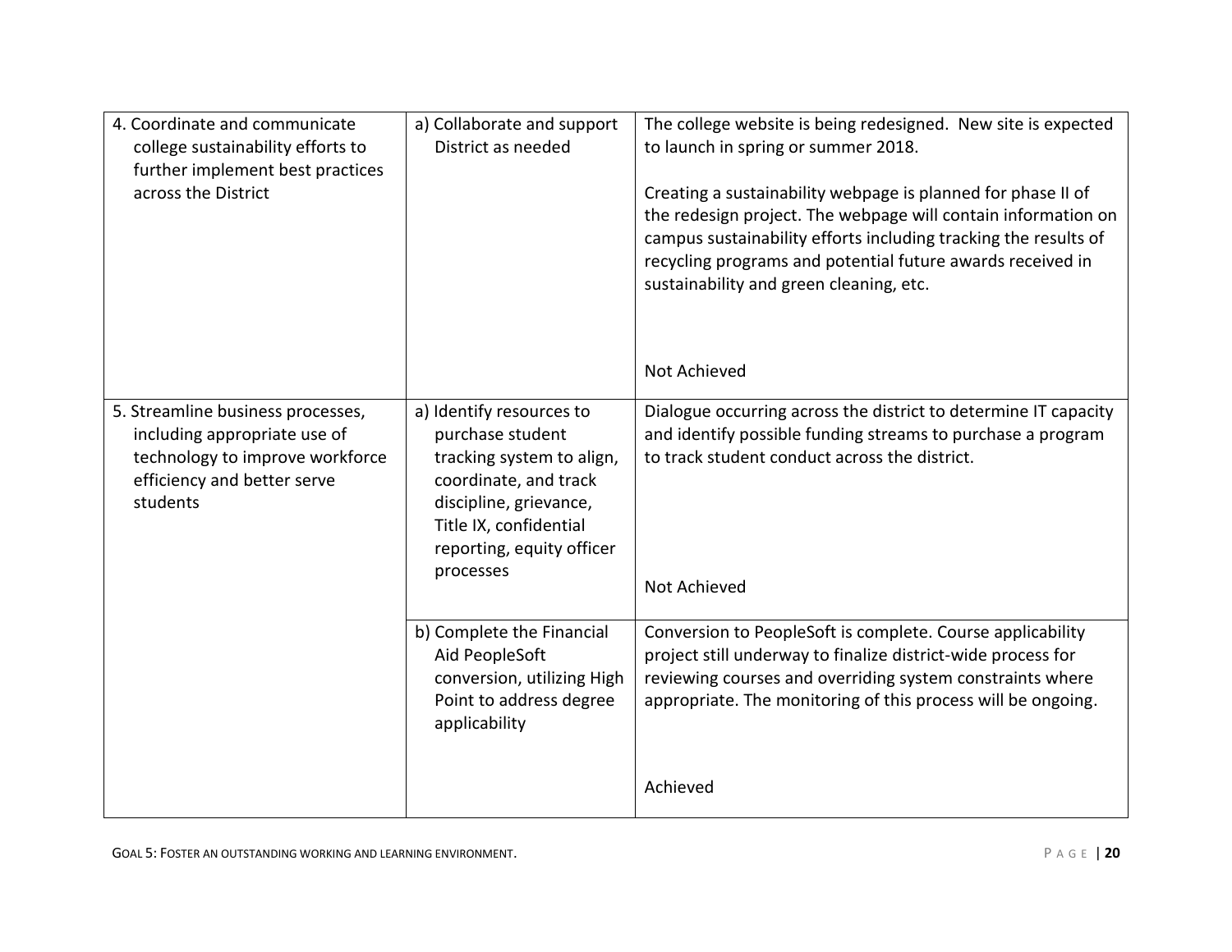| | | |
|---|---|---|
| 4. Coordinate and communicate college sustainability efforts to further implement best practices across the District | a) Collaborate and support District as needed | The college website is being redesigned. New site is expected to launch in spring or summer 2018.<br><br>Creating a sustainability webpage is planned for phase II of the redesign project. The webpage will contain information on campus sustainability efforts including tracking the results of recycling programs and potential future awards received in sustainability and green cleaning, etc.<br><br>Not Achieved |
| 5. Streamline business processes, including appropriate use of technology to improve workforce efficiency and better serve students | a) Identify resources to purchase student tracking system to align, coordinate, and track discipline, grievance, Title IX, confidential reporting, equity officer processes | Dialogue occurring across the district to determine IT capacity and identify possible funding streams to purchase a program to track student conduct across the district.<br><br>Not Achieved |
| | b) Complete the Financial Aid PeopleSoft conversion, utilizing High Point to address degree applicability | Conversion to PeopleSoft is complete. Course applicability project still underway to finalize district-wide process for reviewing courses and overriding system constraints where appropriate. The monitoring of this process will be ongoing.<br><br>Achieved |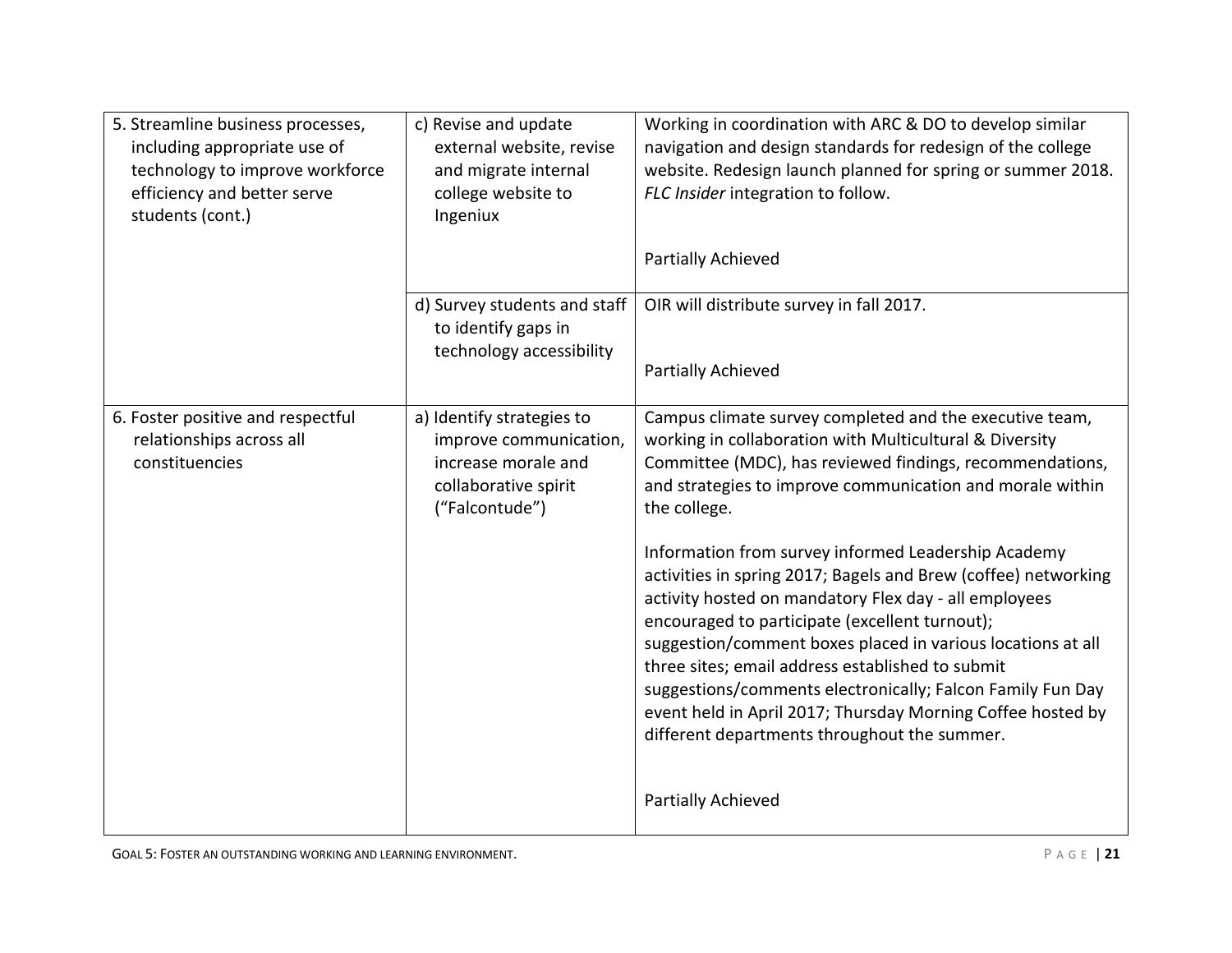| | | |
|---|---|---|
| 5. Streamline business processes, including appropriate use of technology to improve workforce efficiency and better serve students (cont.) | c) Revise and update external website, revise and migrate internal college website to Ingeniux | Working in coordination with ARC & DO to develop similar navigation and design standards for redesign of the college website. Redesign launch planned for spring or summer 2018. *FLC Insider* integration to follow.<br><br>Partially Achieved |
| | d) Survey students and staff to identify gaps in technology accessibility | OIR will distribute survey in fall 2017.<br><br>Partially Achieved |
| 6. Foster positive and respectful relationships across all constituencies | a) Identify strategies to improve communication, increase morale and collaborative spirit ("Falcontude") | Campus climate survey completed and the executive team, working in collaboration with Multicultural & Diversity Committee (MDC), has reviewed findings, recommendations, and strategies to improve communication and morale within the college.<br><br>Information from survey informed Leadership Academy activities in spring 2017; Bagels and Brew (coffee) networking activity hosted on mandatory Flex day - all employees encouraged to participate (excellent turnout); suggestion/comment boxes placed in various locations at all three sites; email address established to submit suggestions/comments electronically; Falcon Family Fun Day event held in April 2017; Thursday Morning Coffee hosted by different departments throughout the summer.<br><br>Partially Achieved |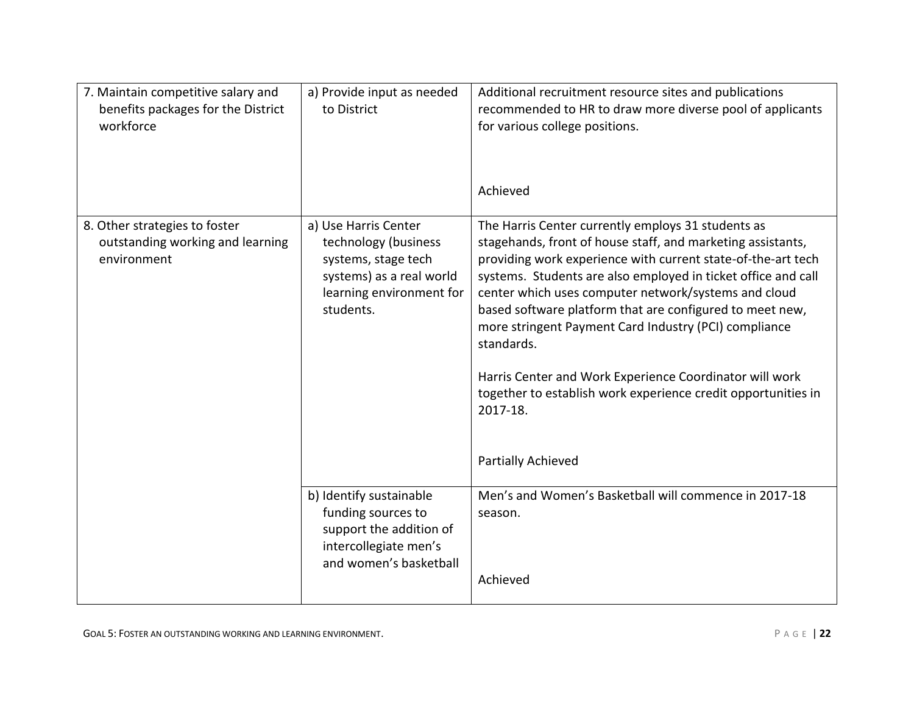| | | |
|---|---|---|
| 7. Maintain competitive salary and benefits packages for the District workforce | a) Provide input as needed to District | Additional recruitment resource sites and publications recommended to HR to draw more diverse pool of applicants for various college positions.<br><br>Achieved |
| 8. Other strategies to foster outstanding working and learning environment | a) Use Harris Center technology (business systems, stage tech systems) as a real world learning environment for students. | The Harris Center currently employs 31 students as stagehands, front of house staff, and marketing assistants, providing work experience with current state-of-the-art tech systems. Students are also employed in ticket office and call center which uses computer network/systems and cloud based software platform that are configured to meet new, more stringent Payment Card Industry (PCI) compliance standards.<br><br>Harris Center and Work Experience Coordinator will work together to establish work experience credit opportunities in 2017-18.<br><br>Partially Achieved |
| | b) Identify sustainable funding sources to support the addition of intercollegiate men's and women's basketball | Men's and Women's Basketball will commence in 2017-18 season.<br><br>Achieved |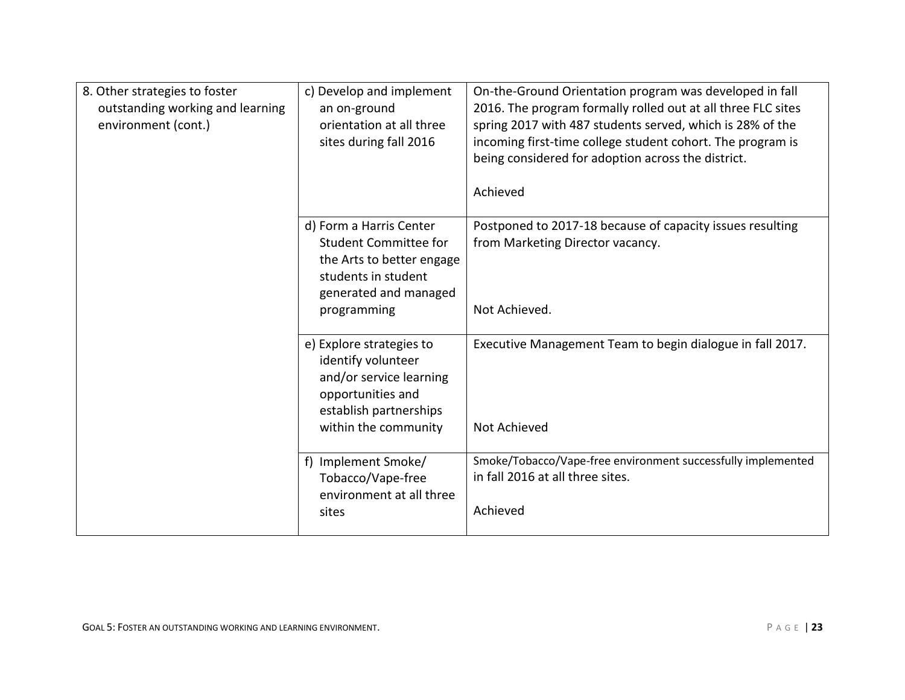| | | |
|---|---|---|
| 8. Other strategies to foster outstanding working and learning environment (cont.) | c) Develop and implement an on-ground orientation at all three sites during fall 2016 | On-the-Ground Orientation program was developed in fall 2016. The program formally rolled out at all three FLC sites spring 2017 with 487 students served, which is 28% of the incoming first-time college student cohort. The program is being considered for adoption across the district.<br><br>Achieved |
| | d) Form a Harris Center Student Committee for the Arts to better engage students in student generated and managed programming | Postponed to 2017-18 because of capacity issues resulting from Marketing Director vacancy.<br><br>Not Achieved. |
| | e) Explore strategies to identify volunteer and/or service learning opportunities and establish partnerships within the community | Executive Management Team to begin dialogue in fall 2017.<br><br>Not Achieved |
| | f) Implement Smoke/ Tobacco/Vape-free environment at all three sites | Smoke/Tobacco/Vape-free environment successfully implemented in fall 2016 at all three sites.<br><br>Achieved |